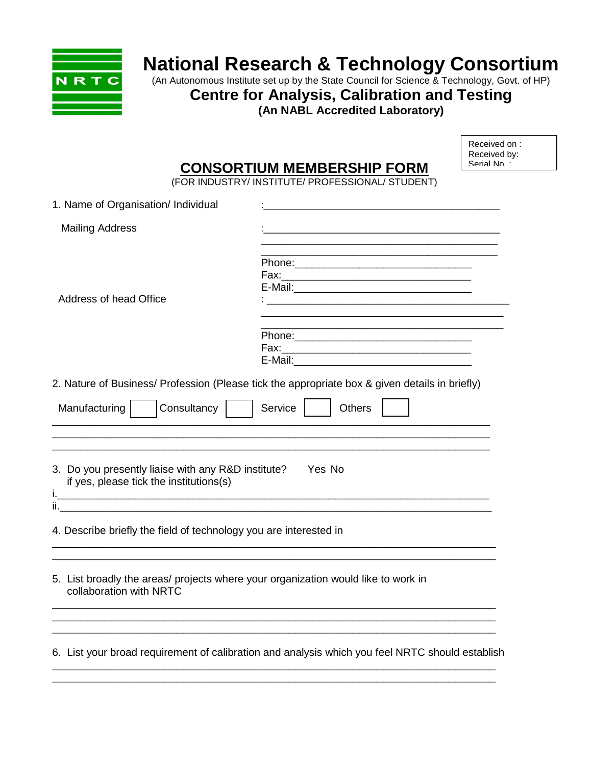# National Research & Technology Consortium

(An Autonomous Institute set up by the State Council for Science & Technology, Govt. of HP)

## Centre for Analysis, Calibration and Testing

**(An NABL Accredited Laboratory)**

Received on :
Received by:
Serial No. :

## CONSORTIUM MEMBERSHIP FORM

(FOR INDUSTRY/ INSTITUTE/ PROFESSIONAL/ STUDENT)

1. Name of Organisation/ Individual :__________________________________________

   Mailing Address :__________________________________________
   __________________________________________
   __________________________________________
   Phone:______________________________
   Fax:________________________________
   E-Mail:______________________________

   Address of head Office : __________________________________________
   __________________________________________
   __________________________________________
   Phone:______________________________
   Fax:________________________________
   E-Mail:______________________________

2. Nature of Business/ Profession (Please tick the appropriate box & given details in briefly)

   Manufacturing ☐ Consultancy ☐ Service ☐ Others ☐

   ___________________________________________________________________________
   ___________________________________________________________________________
   ___________________________________________________________________________

3. Do you presently liaise with any R&D institute? Yes No
   if yes, please tick the institutions(s)

   i.___________________________________________________________________________
   ii.__________________________________________________________________________

4. Describe briefly the field of technology you are interested in

   ___________________________________________________________________________
   ___________________________________________________________________________

5. List broadly the areas/ projects where your organization would like to work in collaboration with NRTC

   ___________________________________________________________________________
   ___________________________________________________________________________
   ___________________________________________________________________________

6. List your broad requirement of calibration and analysis which you feel NRTC should establish

   ___________________________________________________________________________
   ___________________________________________________________________________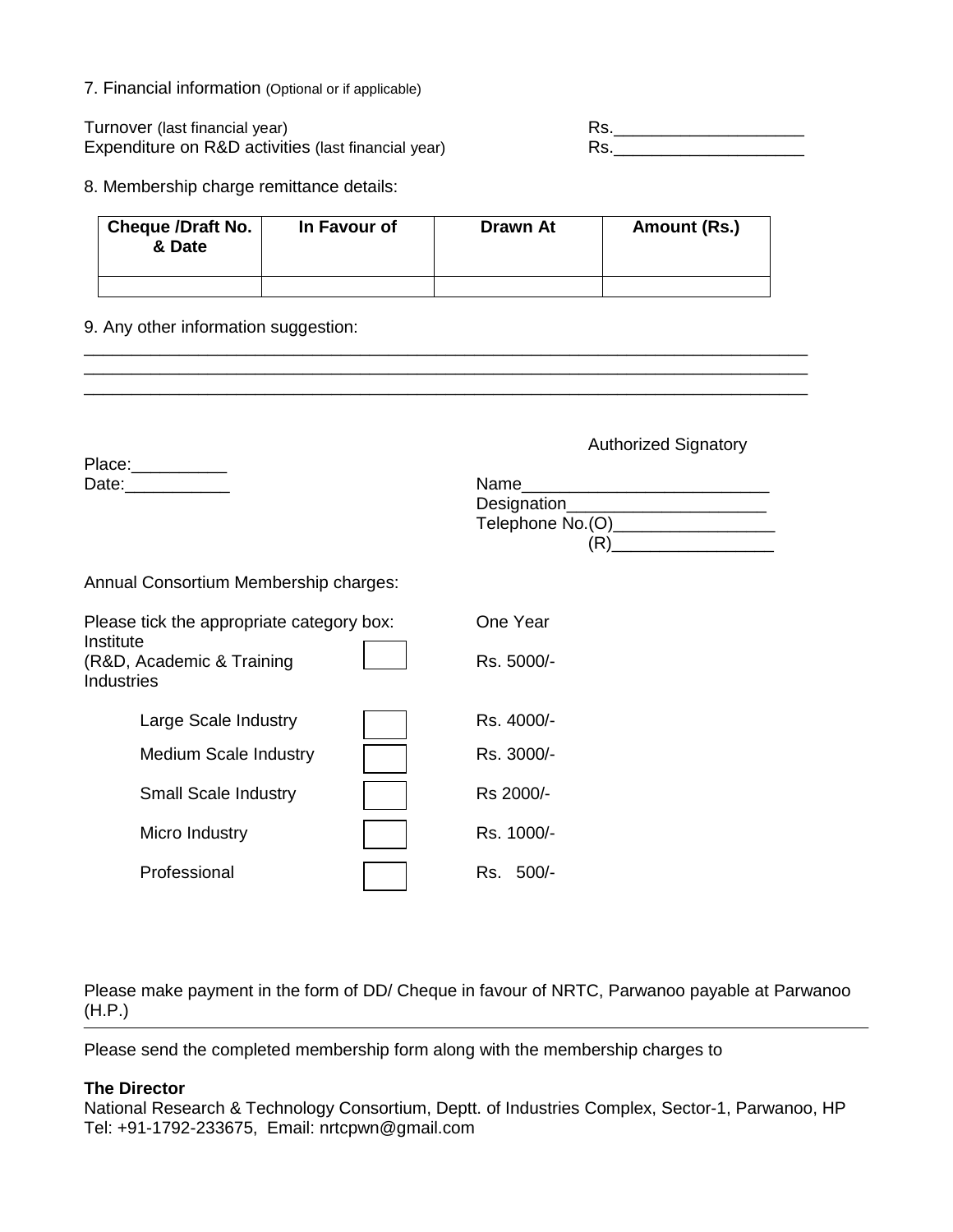7. Financial information (Optional or if applicable)

Turnover (last financial year) Rs.____________________

Expenditure on R&D activities (last financial year) Rs.____________________

8. Membership charge remittance details:

| Cheque /Draft No. & Date | In Favour of | Drawn At | Amount (Rs.) |
|---|---|---|---|
| | | | |

9. Any other information suggestion:

______________________________________________________________________________

______________________________________________________________________________

______________________________________________________________________________

Authorized Signatory

Place:__________

Date:___________

Name__________________________

Designation_____________________

Telephone No.(O)_________________

(R)_________________

Annual Consortium Membership charges:

| Please tick the appropriate category box: | | One Year |
|---|---|---|
| Institute (R&D, Academic & Training | ☐ | Rs. 5000/- |
| Industries | | |
| Large Scale Industry | ☐ | Rs. 4000/- |
| Medium Scale Industry | ☐ | Rs. 3000/- |
| Small Scale Industry | ☐ | Rs 2000/- |
| Micro Industry | ☐ | Rs. 1000/- |
| Professional | ☐ | Rs. 500/- |

Please make payment in the form of DD/ Cheque in favour of NRTC, Parwanoo payable at Parwanoo (H.P.)

---

Please send the completed membership form along with the membership charges to

**The Director**
National Research & Technology Consortium, Deptt. of Industries Complex, Sector-1, Parwanoo, HP
Tel: +91-1792-233675, Email: nrtcpwn@gmail.com